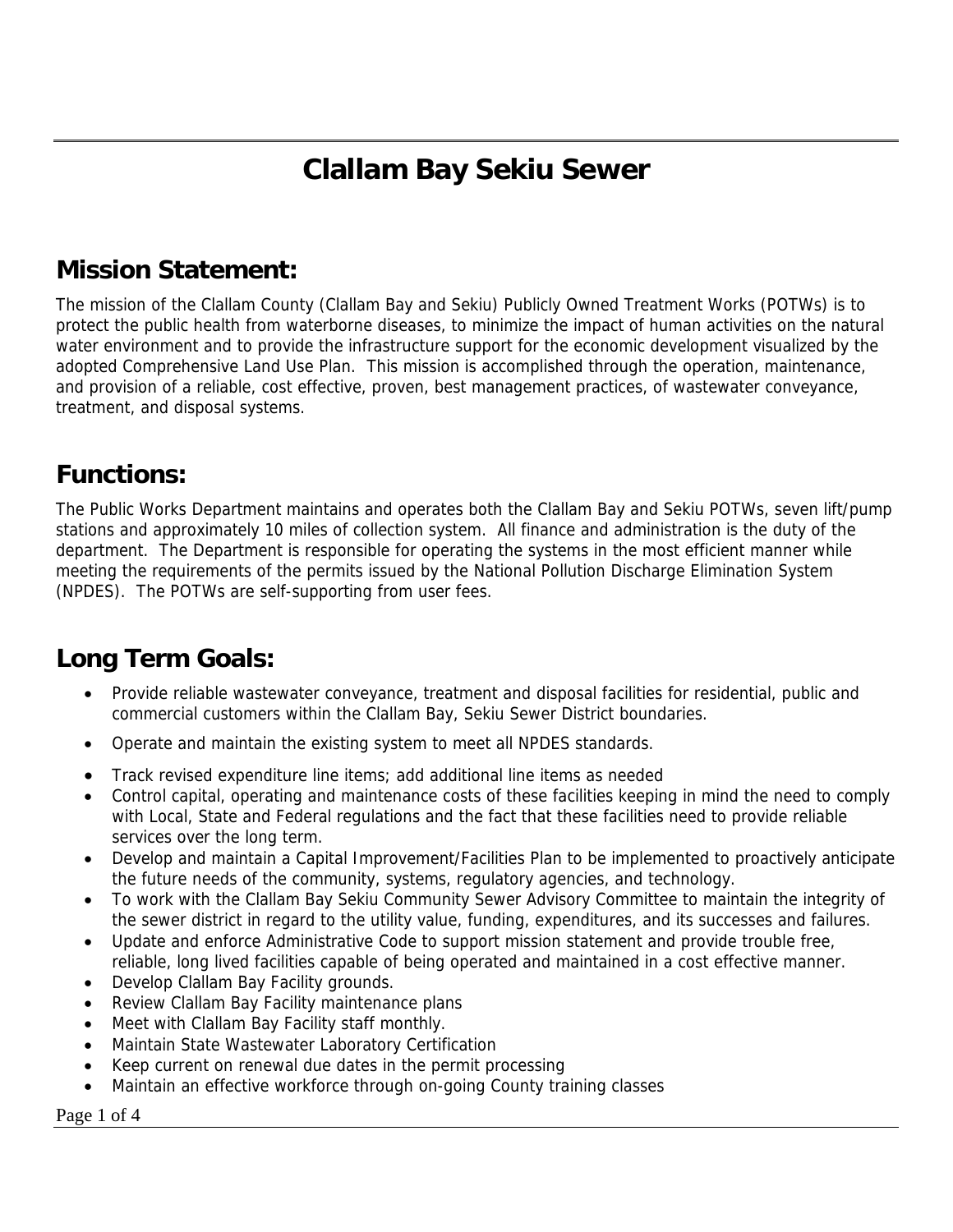# Clallam Bay Sekiu Sewer

## Mission Statement:

The mission of the Clallam County (Clallam Bay and Sekiu) Publicly Owned Treatment Works (POTWs) is to protect the public health from waterborne diseases, to minimize the impact of human activities on the natural water environment and to provide the infrastructure support for the economic development visualized by the adopted Comprehensive Land Use Plan. This mission is accomplished through the operation, maintenance, and provision of a reliable, cost effective, proven, best management practices, of wastewater conveyance, treatment, and disposal systems.

## Functions:

The Public Works Department maintains and operates both the Clallam Bay and Sekiu POTWs, seven lift/pump stations and approximately 10 miles of collection system. All finance and administration is the duty of the department. The Department is responsible for operating the systems in the most efficient manner while meeting the requirements of the permits issued by the National Pollution Discharge Elimination System (NPDES). The POTWs are self-supporting from user fees.

## Long Term Goals:

- Provide reliable wastewater conveyance, treatment and disposal facilities for residential, public and commercial customers within the Clallam Bay, Sekiu Sewer District boundaries.
- Operate and maintain the existing system to meet all NPDES standards.
- Track revised expenditure line items; add additional line items as needed
- Control capital, operating and maintenance costs of these facilities keeping in mind the need to comply with Local, State and Federal regulations and the fact that these facilities need to provide reliable services over the long term.
- Develop and maintain a Capital Improvement/Facilities Plan to be implemented to proactively anticipate the future needs of the community, systems, regulatory agencies, and technology.
- To work with the Clallam Bay Sekiu Community Sewer Advisory Committee to maintain the integrity of the sewer district in regard to the utility value, funding, expenditures, and its successes and failures.
- Update and enforce Administrative Code to support mission statement and provide trouble free, reliable, long lived facilities capable of being operated and maintained in a cost effective manner.
- Develop Clallam Bay Facility grounds.
- Review Clallam Bay Facility maintenance plans
- Meet with Clallam Bay Facility staff monthly.
- Maintain State Wastewater Laboratory Certification
- Keep current on renewal due dates in the permit processing
- Maintain an effective workforce through on-going County training classes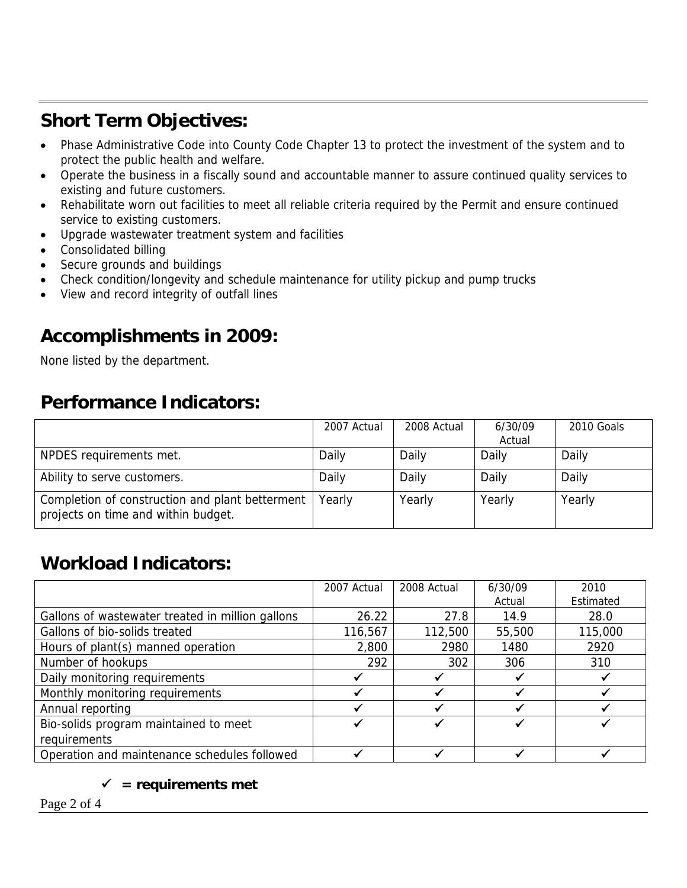## Short Term Objectives:

- Phase Administrative Code into County Code Chapter 13 to protect the investment of the system and to protect the public health and welfare.
- Operate the business in a fiscally sound and accountable manner to assure continued quality services to existing and future customers.
- Rehabilitate worn out facilities to meet all reliable criteria required by the Permit and ensure continued service to existing customers.
- Upgrade wastewater treatment system and facilities
- Consolidated billing
- Secure grounds and buildings
- Check condition/longevity and schedule maintenance for utility pickup and pump trucks
- View and record integrity of outfall lines

## Accomplishments in 2009:

None listed by the department.

## Performance Indicators:

| | 2007 Actual | 2008 Actual | 6/30/09 Actual | 2010 Goals |
|---|---|---|---|---|
| NPDES requirements met. | Daily | Daily | Daily | Daily |
| Ability to serve customers. | Daily | Daily | Daily | Daily |
| Completion of construction and plant betterment projects on time and within budget. | Yearly | Yearly | Yearly | Yearly |

## Workload Indicators:

| | 2007 Actual | 2008 Actual | 6/30/09 Actual | 2010 Estimated |
|---|---|---|---|---|
| Gallons of wastewater treated in million gallons | 26.22 | 27.8 | 14.9 | 28.0 |
| Gallons of bio-solids treated | 116,567 | 112,500 | 55,500 | 115,000 |
| Hours of plant(s) manned operation | 2,800 | 2980 | 1480 | 2920 |
| Number of hookups | 292 | 302 | 306 | 310 |
| Daily monitoring requirements | ✓ | ✓ | ✓ | ✓ |
| Monthly monitoring requirements | ✓ | ✓ | ✓ | ✓ |
| Annual reporting | ✓ | ✓ | ✓ | ✓ |
| Bio-solids program maintained to meet requirements | ✓ | ✓ | ✓ | ✓ |
| Operation and maintenance schedules followed | ✓ | ✓ | ✓ | ✓ |

**✓ = requirements met**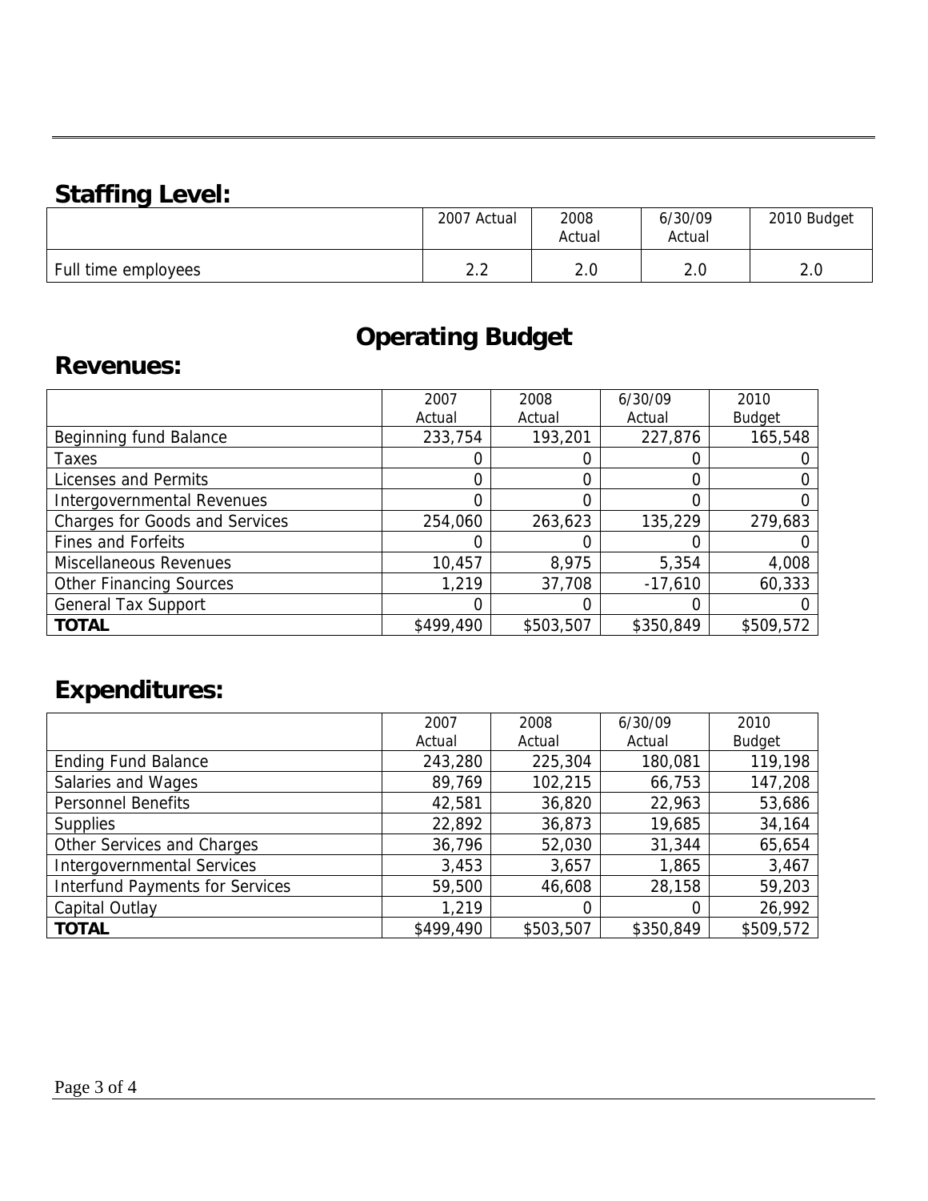## Staffing Level:

| | 2007 Actual | 2008 Actual | 6/30/09 Actual | 2010 Budget |
|---|---|---|---|---|
| Full time employees | 2.2 | 2.0 | 2.0 | 2.0 |

# Operating Budget

## Revenues:

| | 2007 Actual | 2008 Actual | 6/30/09 Actual | 2010 Budget |
|---|---|---|---|---|
| Beginning fund Balance | 233,754 | 193,201 | 227,876 | 165,548 |
| Taxes | 0 | 0 | 0 | 0 |
| Licenses and Permits | 0 | 0 | 0 | 0 |
| Intergovernmental Revenues | 0 | 0 | 0 | 0 |
| Charges for Goods and Services | 254,060 | 263,623 | 135,229 | 279,683 |
| Fines and Forfeits | 0 | 0 | 0 | 0 |
| Miscellaneous Revenues | 10,457 | 8,975 | 5,354 | 4,008 |
| Other Financing Sources | 1,219 | 37,708 | -17,610 | 60,333 |
| General Tax Support | 0 | 0 | 0 | 0 |
| **TOTAL** | $499,490 | $503,507 | $350,849 | $509,572 |

## Expenditures:

| | 2007 Actual | 2008 Actual | 6/30/09 Actual | 2010 Budget |
|---|---|---|---|---|
| Ending Fund Balance | 243,280 | 225,304 | 180,081 | 119,198 |
| Salaries and Wages | 89,769 | 102,215 | 66,753 | 147,208 |
| Personnel Benefits | 42,581 | 36,820 | 22,963 | 53,686 |
| Supplies | 22,892 | 36,873 | 19,685 | 34,164 |
| Other Services and Charges | 36,796 | 52,030 | 31,344 | 65,654 |
| Intergovernmental Services | 3,453 | 3,657 | 1,865 | 3,467 |
| Interfund Payments for Services | 59,500 | 46,608 | 28,158 | 59,203 |
| Capital Outlay | 1,219 | 0 | 0 | 26,992 |
| **TOTAL** | $499,490 | $503,507 | $350,849 | $509,572 |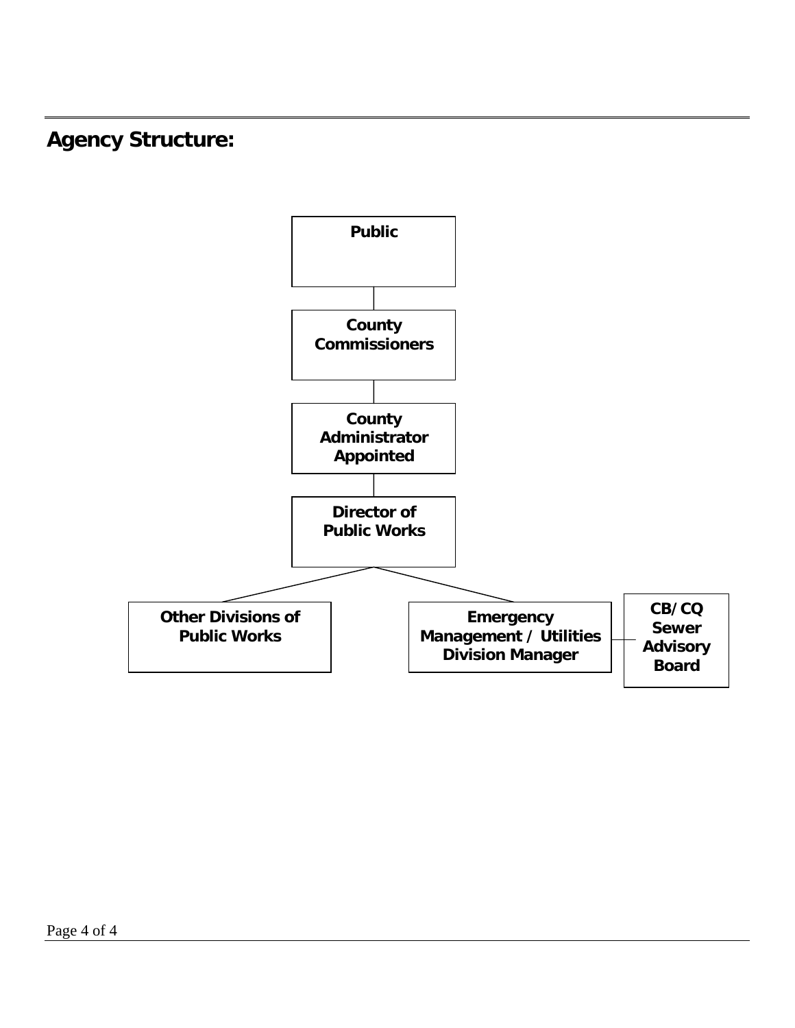## Agency Structure:

Public

County Commissioners

County Administrator Appointed

Director of Public Works

Other Divisions of Public Works

Emergency Management / Utilities Division Manager

CB/CQ Sewer Advisory Board